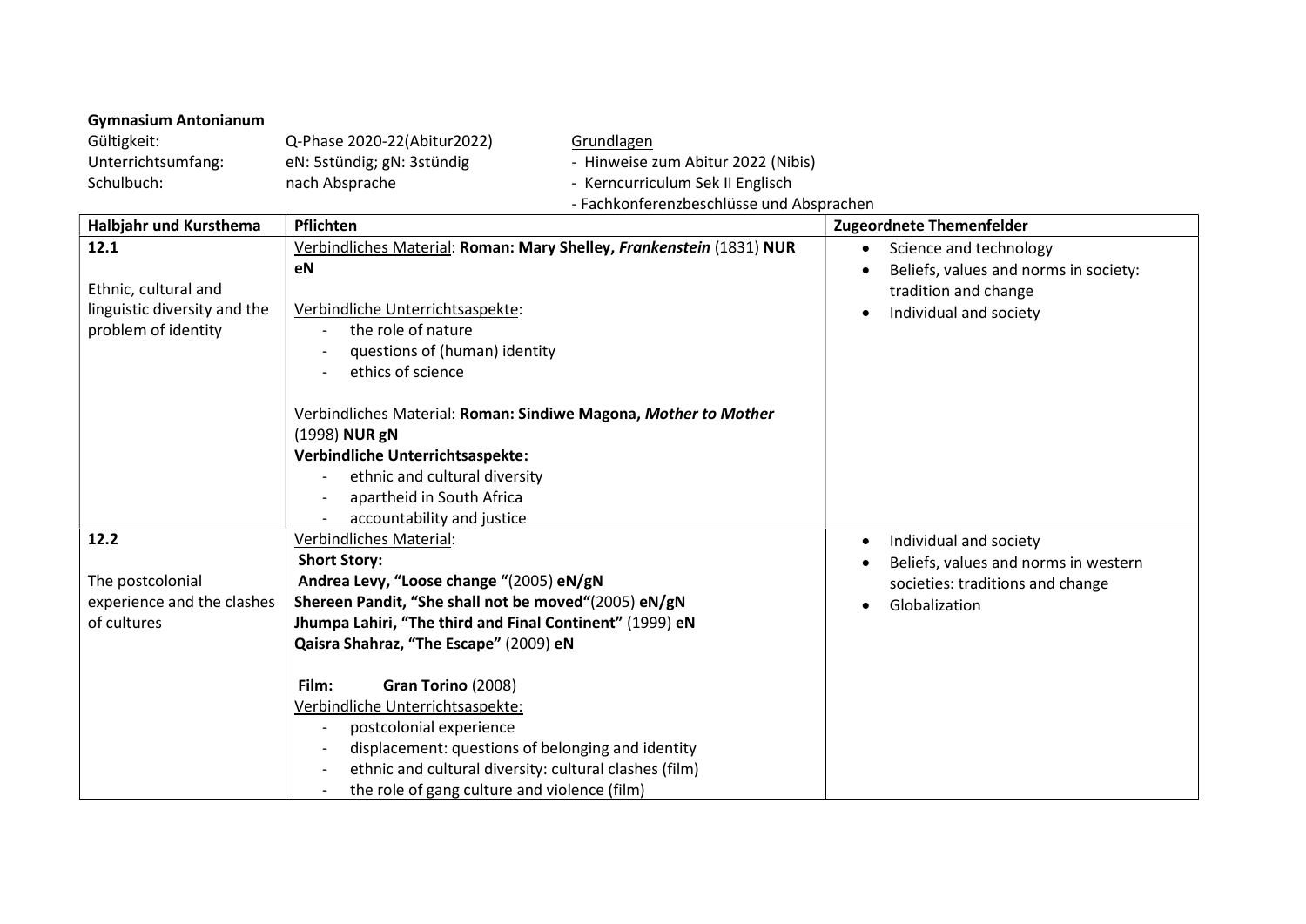**Gymnasium Antonianum**

Gültigkeit: Q-Phase 2020-22(Abitur2022)

Unterrichtsumfang: eN: 5stündig; gN: 3stündig

Schulbuch: nach Absprache

Grundlagen

- Hinweise zum Abitur 2022 (Nibis)
- Kerncurriculum Sek II Englisch
- Fachkonferenzbeschlüsse und Absprachen

| Halbjahr und Kursthema | Pflichten | Zugeordnete Themenfelder |
| --- | --- | --- |
| **12.1**<br><br>Ethnic, cultural and linguistic diversity and the problem of identity | Verbindliches Material: **Roman: Mary Shelley, *Frankenstein*** (1831) **NUR eN**<br><br>Verbindliche Unterrichtsaspekte:<br>- the role of nature<br>- questions of (human) identity<br>- ethics of science<br><br>Verbindliches Material: **Roman: Sindiwe Magona, *Mother to Mother*** (1998) **NUR gN**<br>**Verbindliche Unterrichtsaspekte:**<br>- ethnic and cultural diversity<br>- apartheid in South Africa<br>- accountability and justice | • Science and technology<br>• Beliefs, values and norms in society: tradition and change<br>• Individual and society |
| **12.2**<br><br>The postcolonial experience and the clashes of cultures | Verbindliches Material:<br>**Short Story:**<br>**Andrea Levy, "Loose change "**(2005) **eN/gN**<br>**Shereen Pandit, "She shall not be moved"**(2005) **eN/gN**<br>**Jhumpa Lahiri, "The third and Final Continent"** (1999) **eN**<br>**Qaisra Shahraz, "The Escape"** (2009) **eN**<br><br>**Film: Gran Torino** (2008)<br>Verbindliche Unterrichtsaspekte:<br>- postcolonial experience<br>- displacement: questions of belonging and identity<br>- ethnic and cultural diversity: cultural clashes (film)<br>- the role of gang culture and violence (film) | • Individual and society<br>• Beliefs, values and norms in western societies: traditions and change<br>• Globalization |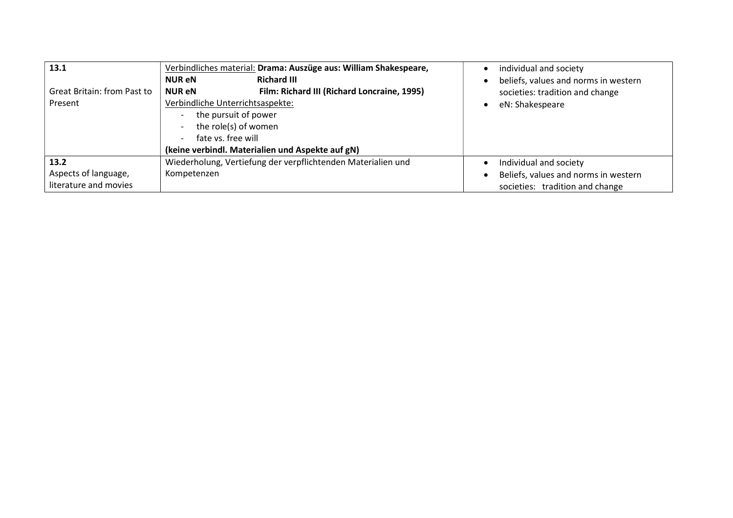| | | |
|---|---|---|
| **13.1**<br><br>Great Britain: from Past to Present | Verbindliches material: **Drama: Auszüge aus: William Shakespeare,**<br>**NUR eN** **Richard III**<br>**NUR eN** **Film: Richard III (Richard Loncraine, 1995)**<br>Verbindliche Unterrichtsaspekte:<br>- the pursuit of power<br>- the role(s) of women<br>- fate vs. free will<br>**(keine verbindl. Materialien und Aspekte auf gN)** | • individual and society<br>• beliefs, values and norms in western societies: tradition and change<br>• eN: Shakespeare |
| **13.2**<br>Aspects of language, literature and movies | Wiederholung, Vertiefung der verpflichtenden Materialien und Kompetenzen | • Individual and society<br>• Beliefs, values and norms in western societies: tradition and change |